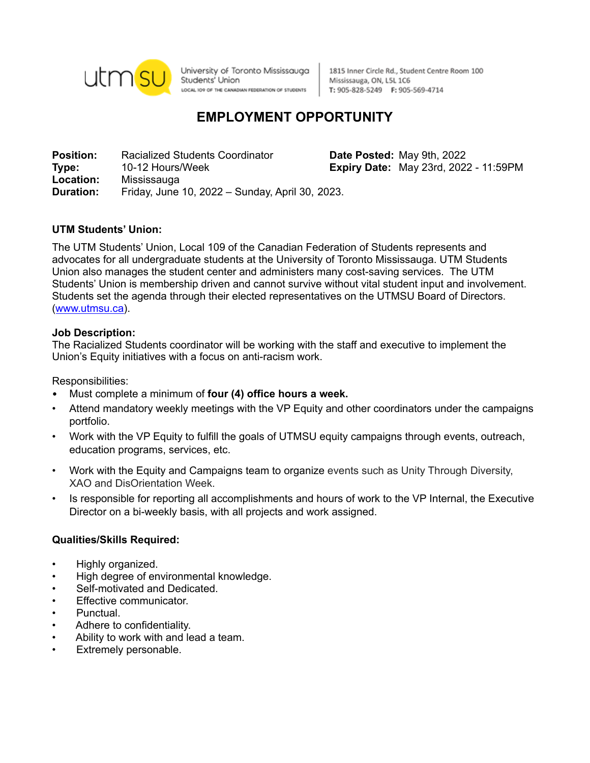University of Toronto Mississauga Students' Union
LOCAL 109 OF THE CANADIAN FEDERATION OF STUDENTS

1815 Inner Circle Rd., Student Centre Room 100
Mississauga, ON, L5L 1C6
T: 905-828-5249 F: 905-569-4714

# EMPLOYMENT OPPORTUNITY

**Position:** Racialized Students Coordinator
**Type:** 10-12 Hours/Week
**Location:** Mississauga
**Duration:** Friday, June 10, 2022 – Sunday, April 30, 2023.

**Date Posted:** May 9th, 2022
**Expiry Date:** May 23rd, 2022 - 11:59PM

**UTM Students' Union:**

The UTM Students' Union, Local 109 of the Canadian Federation of Students represents and advocates for all undergraduate students at the University of Toronto Mississauga. UTM Students Union also manages the student center and administers many cost-saving services. The UTM Students' Union is membership driven and cannot survive without vital student input and involvement. Students set the agenda through their elected representatives on the UTMSU Board of Directors. (www.utmsu.ca).

**Job Description:**

The Racialized Students coordinator will be working with the staff and executive to implement the Union's Equity initiatives with a focus on anti-racism work.

Responsibilities:

- Must complete a minimum of **four (4) office hours a week.**
- Attend mandatory weekly meetings with the VP Equity and other coordinators under the campaigns portfolio.
- Work with the VP Equity to fulfill the goals of UTMSU equity campaigns through events, outreach, education programs, services, etc.
- Work with the Equity and Campaigns team to organize events such as Unity Through Diversity, XAO and DisOrientation Week.
- Is responsible for reporting all accomplishments and hours of work to the VP Internal, the Executive Director on a bi-weekly basis, with all projects and work assigned.

**Qualities/Skills Required:**

- Highly organized.
- High degree of environmental knowledge.
- Self-motivated and Dedicated.
- Effective communicator.
- Punctual.
- Adhere to confidentiality.
- Ability to work with and lead a team.
- Extremely personable.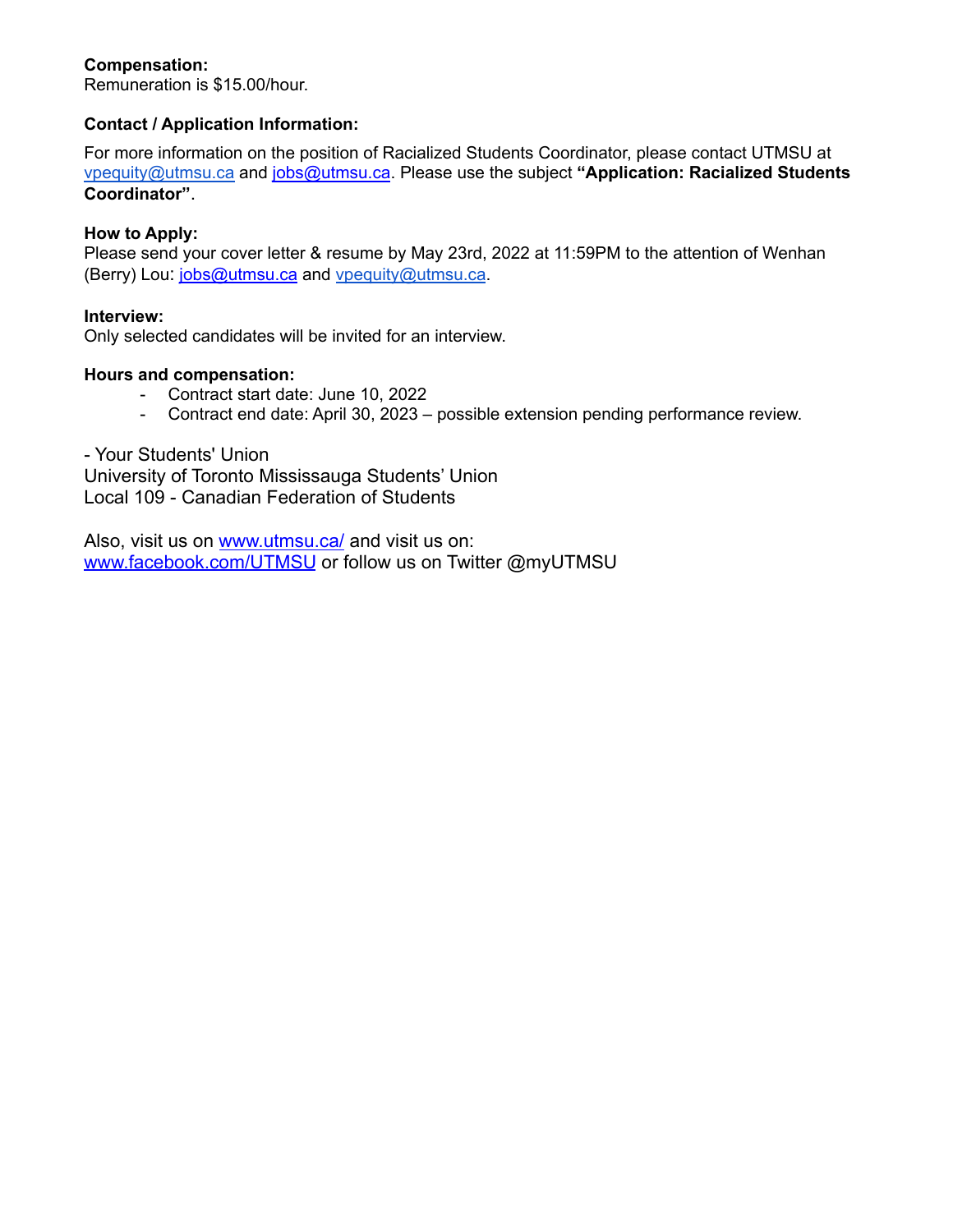**Compensation:**
Remuneration is $15.00/hour.

**Contact / Application Information:**

For more information on the position of Racialized Students Coordinator, please contact UTMSU at vpequity@utmsu.ca and jobs@utmsu.ca. Please use the subject **"Application: Racialized Students Coordinator"**.

**How to Apply:**
Please send your cover letter & resume by May 23rd, 2022 at 11:59PM to the attention of Wenhan (Berry) Lou: jobs@utmsu.ca and vpequity@utmsu.ca.

**Interview:**
Only selected candidates will be invited for an interview.

**Hours and compensation:**

- Contract start date: June 10, 2022
- Contract end date: April 30, 2023 – possible extension pending performance review.

- Your Students' Union
University of Toronto Mississauga Students' Union
Local 109 - Canadian Federation of Students

Also, visit us on www.utmsu.ca/ and visit us on:
www.facebook.com/UTMSU or follow us on Twitter @myUTMSU